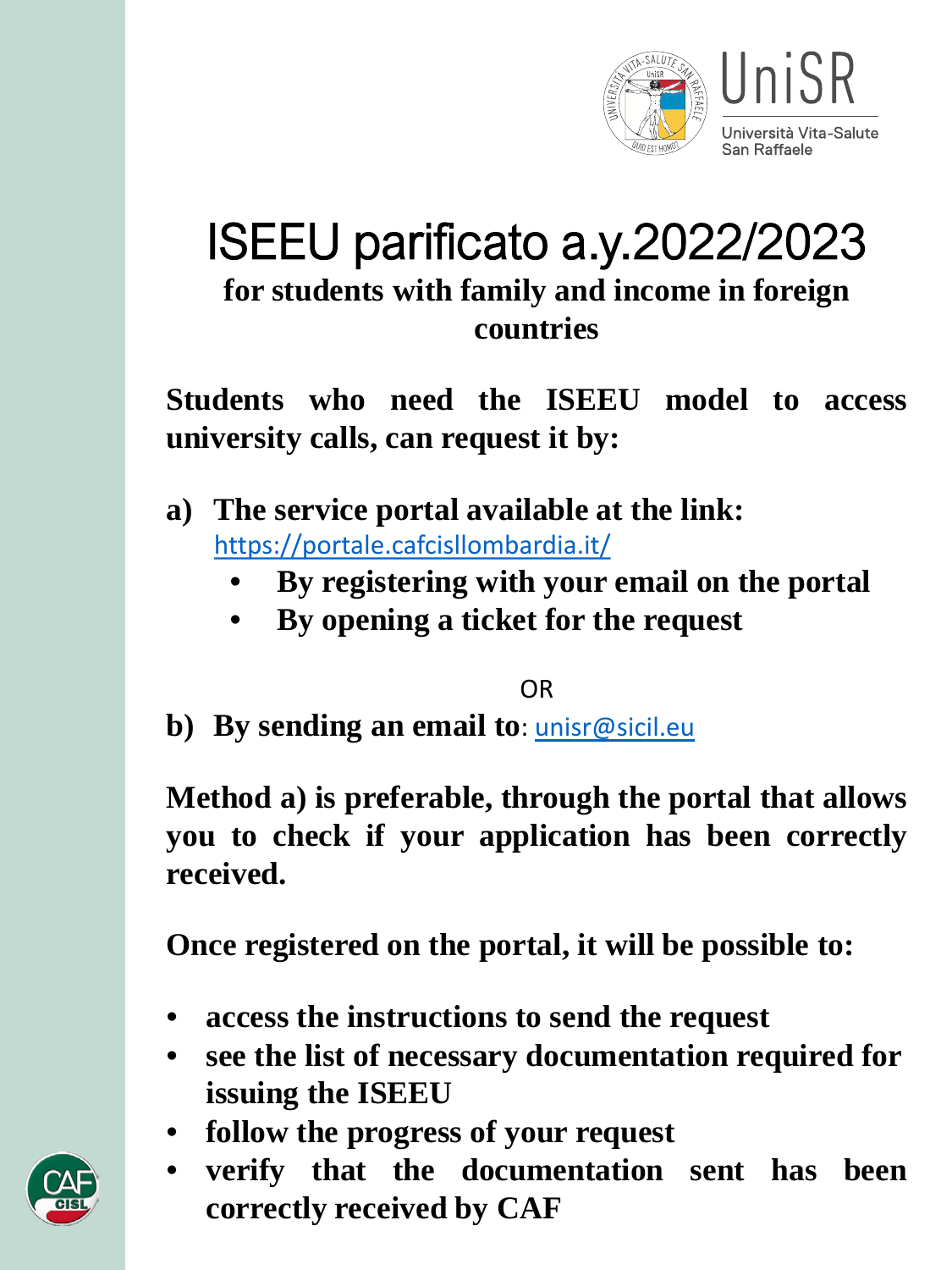# ISEEU parificato a.y.2022/2023

## for students with family and income in foreign countries

**Students who need the ISEEU model to access university calls, can request it by:**

a) **The service portal available at the link:** https://portale.cafcisllombardia.it/
   - **By registering with your email on the portal**
   - **By opening a ticket for the request**

OR

b) **By sending an email to**: unisr@sicil.eu

**Method a) is preferable, through the portal that allows you to check if your application has been correctly received.**

**Once registered on the portal, it will be possible to:**

- **access the instructions to send the request**
- **see the list of necessary documentation required for issuing the ISEEU**
- **follow the progress of your request**
- **verify that the documentation sent has been correctly received by CAF**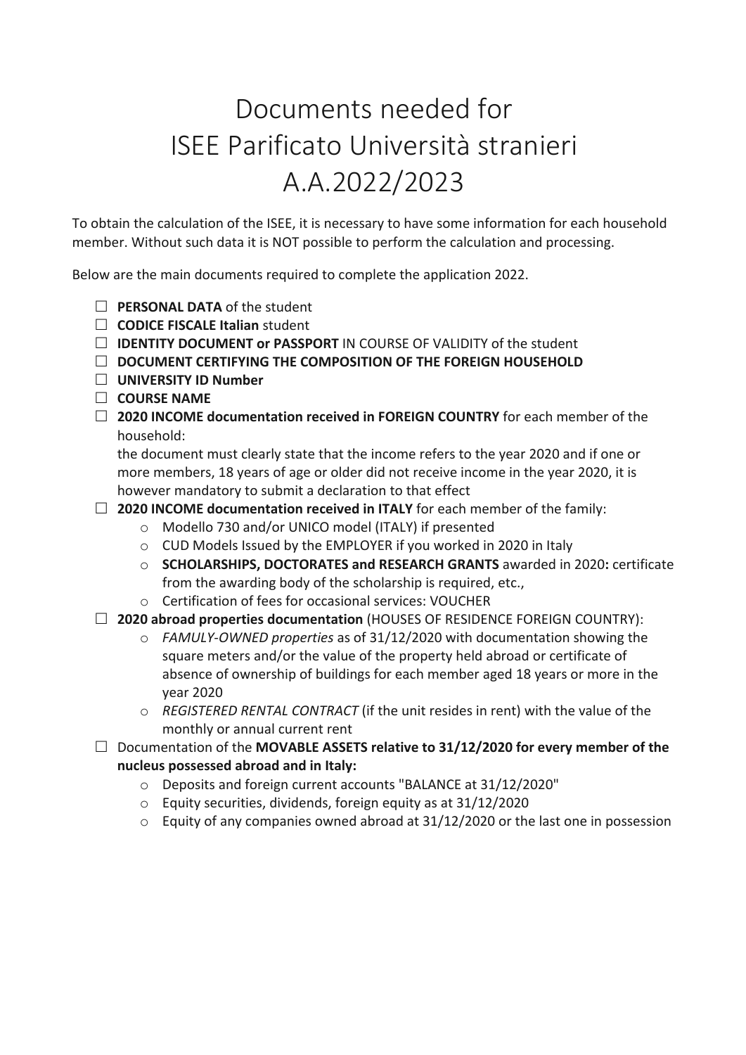# Documents needed for ISEE Parificato Università stranieri A.A.2022/2023

To obtain the calculation of the ISEE, it is necessary to have some information for each household member. Without such data it is NOT possible to perform the calculation and processing.

Below are the main documents required to complete the application 2022.

- ☐ **PERSONAL DATA** of the student
- ☐ **CODICE FISCALE Italian** student
- ☐ **IDENTITY DOCUMENT or PASSPORT** IN COURSE OF VALIDITY of the student
- ☐ **DOCUMENT CERTIFYING THE COMPOSITION OF THE FOREIGN HOUSEHOLD**
- ☐ **UNIVERSITY ID Number**
- ☐ **COURSE NAME**
- ☐ **2020 INCOME documentation received in FOREIGN COUNTRY** for each member of the household:
  the document must clearly state that the income refers to the year 2020 and if one or more members, 18 years of age or older did not receive income in the year 2020, it is however mandatory to submit a declaration to that effect
- ☐ **2020 INCOME documentation received in ITALY** for each member of the family:
  - Modello 730 and/or UNICO model (ITALY) if presented
  - CUD Models Issued by the EMPLOYER if you worked in 2020 in Italy
  - **SCHOLARSHIPS, DOCTORATES and RESEARCH GRANTS** awarded in 2020**:** certificate from the awarding body of the scholarship is required, etc.,
  - Certification of fees for occasional services: VOUCHER
- ☐ **2020 abroad properties documentation** (HOUSES OF RESIDENCE FOREIGN COUNTRY):
  - *FAMULY-OWNED properties* as of 31/12/2020 with documentation showing the square meters and/or the value of the property held abroad or certificate of absence of ownership of buildings for each member aged 18 years or more in the year 2020
  - *REGISTERED RENTAL CONTRACT* (if the unit resides in rent) with the value of the monthly or annual current rent
- ☐ Documentation of the **MOVABLE ASSETS relative to 31/12/2020 for every member of the nucleus possessed abroad and in Italy:**
  - Deposits and foreign current accounts "BALANCE at 31/12/2020"
  - Equity securities, dividends, foreign equity as at 31/12/2020
  - Equity of any companies owned abroad at 31/12/2020 or the last one in possession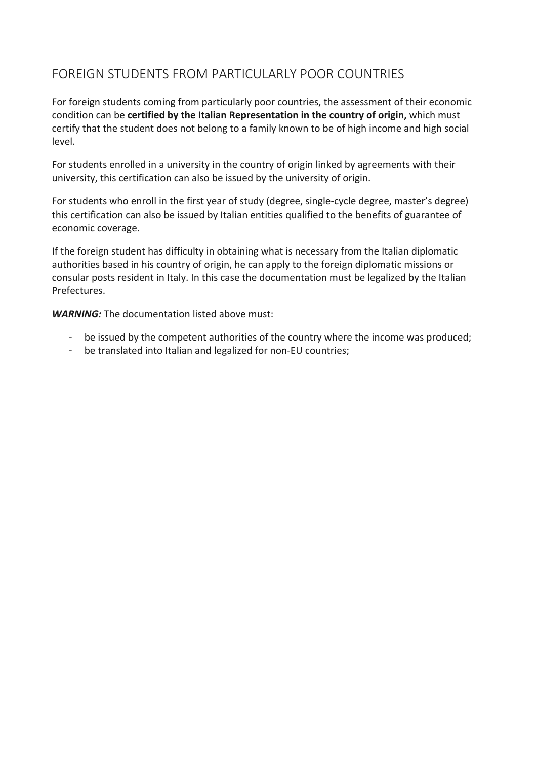## FOREIGN STUDENTS FROM PARTICULARLY POOR COUNTRIES

For foreign students coming from particularly poor countries, the assessment of their economic condition can be **certified by the Italian Representation in the country of origin,** which must certify that the student does not belong to a family known to be of high income and high social level.

For students enrolled in a university in the country of origin linked by agreements with their university, this certification can also be issued by the university of origin.

For students who enroll in the first year of study (degree, single-cycle degree, master's degree) this certification can also be issued by Italian entities qualified to the benefits of guarantee of economic coverage.

If the foreign student has difficulty in obtaining what is necessary from the Italian diplomatic authorities based in his country of origin, he can apply to the foreign diplomatic missions or consular posts resident in Italy. In this case the documentation must be legalized by the Italian Prefectures.

***WARNING:*** The documentation listed above must:

- be issued by the competent authorities of the country where the income was produced;
- be translated into Italian and legalized for non-EU countries;